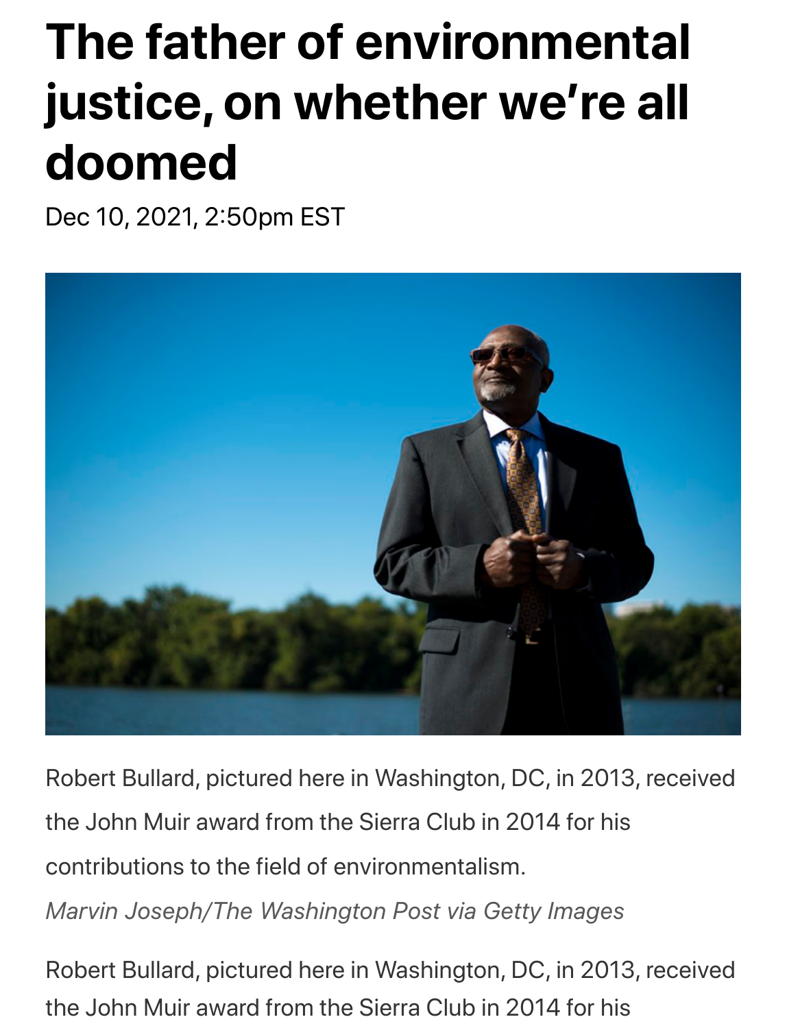# The father of environmental justice, on whether we're all doomed

Dec 10, 2021, 2:50pm EST

Robert Bullard, pictured here in Washington, DC, in 2013, received the John Muir award from the Sierra Club in 2014 for his contributions to the field of environmentalism.

*Marvin Joseph/The Washington Post via Getty Images*

Robert Bullard, pictured here in Washington, DC, in 2013, received the John Muir award from the Sierra Club in 2014 for his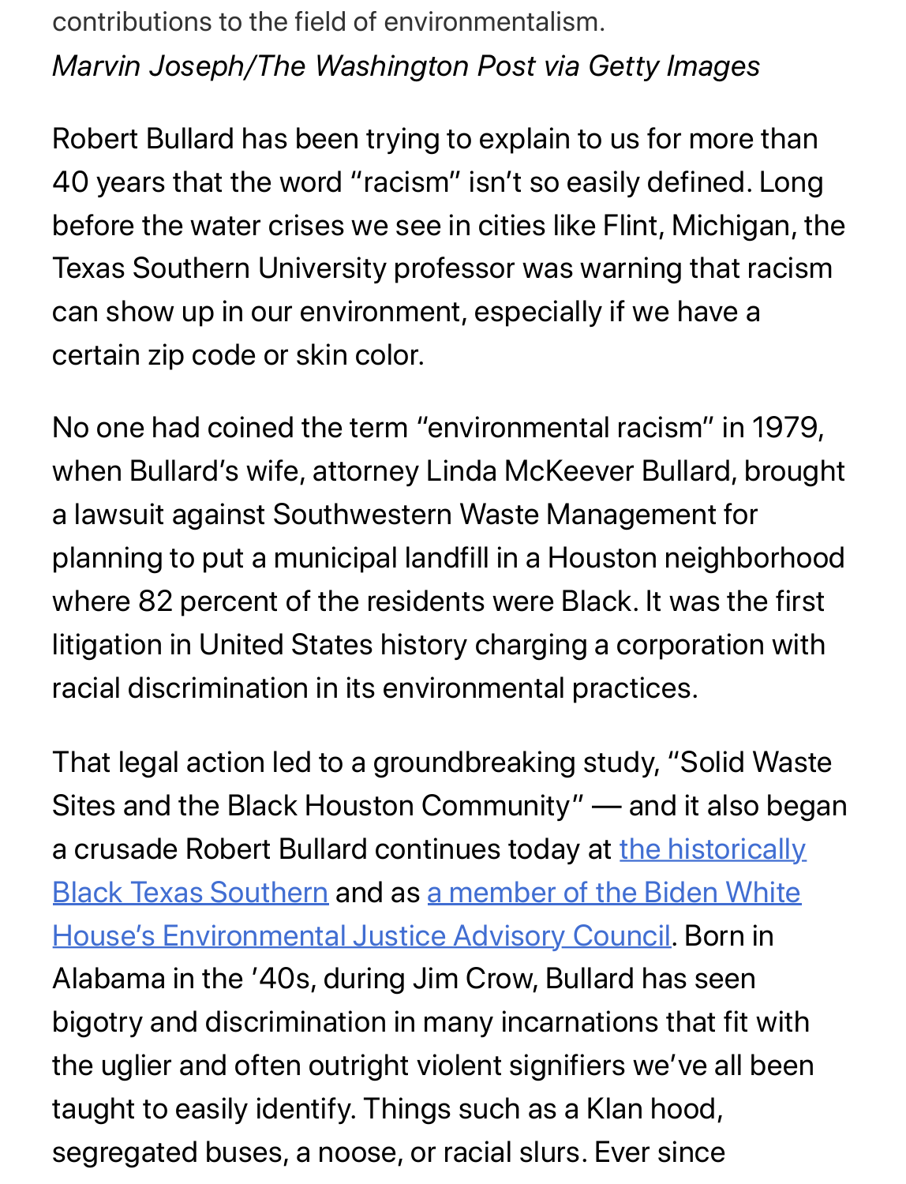contributions to the field of environmentalism.

*Marvin Joseph/The Washington Post via Getty Images*

Robert Bullard has been trying to explain to us for more than 40 years that the word "racism" isn't so easily defined. Long before the water crises we see in cities like Flint, Michigan, the Texas Southern University professor was warning that racism can show up in our environment, especially if we have a certain zip code or skin color.

No one had coined the term "environmental racism" in 1979, when Bullard's wife, attorney Linda McKeever Bullard, brought a lawsuit against Southwestern Waste Management for planning to put a municipal landfill in a Houston neighborhood where 82 percent of the residents were Black. It was the first litigation in United States history charging a corporation with racial discrimination in its environmental practices.

That legal action led to a groundbreaking study, "Solid Waste Sites and the Black Houston Community" — and it also began a crusade Robert Bullard continues today at the historically Black Texas Southern and as a member of the Biden White House's Environmental Justice Advisory Council. Born in Alabama in the '40s, during Jim Crow, Bullard has seen bigotry and discrimination in many incarnations that fit with the uglier and often outright violent signifiers we've all been taught to easily identify. Things such as a Klan hood, segregated buses, a noose, or racial slurs. Ever since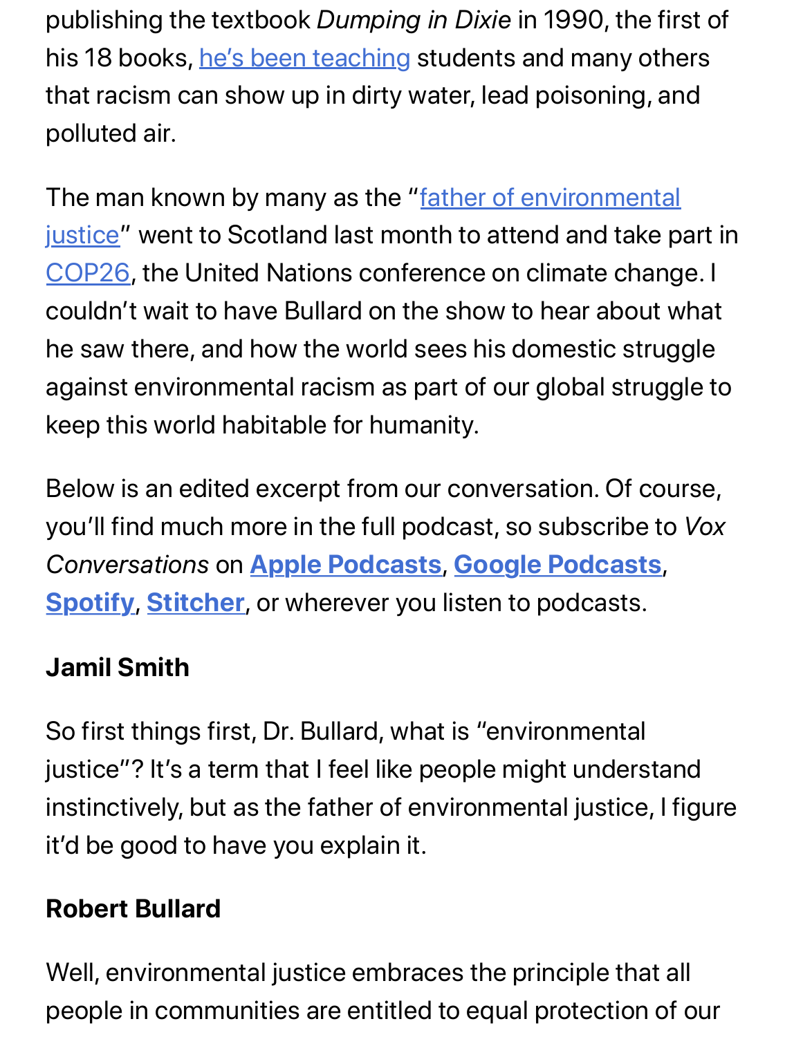publishing the textbook *Dumping in Dixie* in 1990, the first of his 18 books, he's been teaching students and many others that racism can show up in dirty water, lead poisoning, and polluted air.

The man known by many as the "father of environmental justice" went to Scotland last month to attend and take part in COP26, the United Nations conference on climate change. I couldn't wait to have Bullard on the show to hear about what he saw there, and how the world sees his domestic struggle against environmental racism as part of our global struggle to keep this world habitable for humanity.

Below is an edited excerpt from our conversation. Of course, you'll find much more in the full podcast, so subscribe to *Vox Conversations* on **Apple Podcasts**, **Google Podcasts**, **Spotify**, **Stitcher**, or wherever you listen to podcasts.

**Jamil Smith**

So first things first, Dr. Bullard, what is "environmental justice"? It's a term that I feel like people might understand instinctively, but as the father of environmental justice, I figure it'd be good to have you explain it.

**Robert Bullard**

Well, environmental justice embraces the principle that all people in communities are entitled to equal protection of our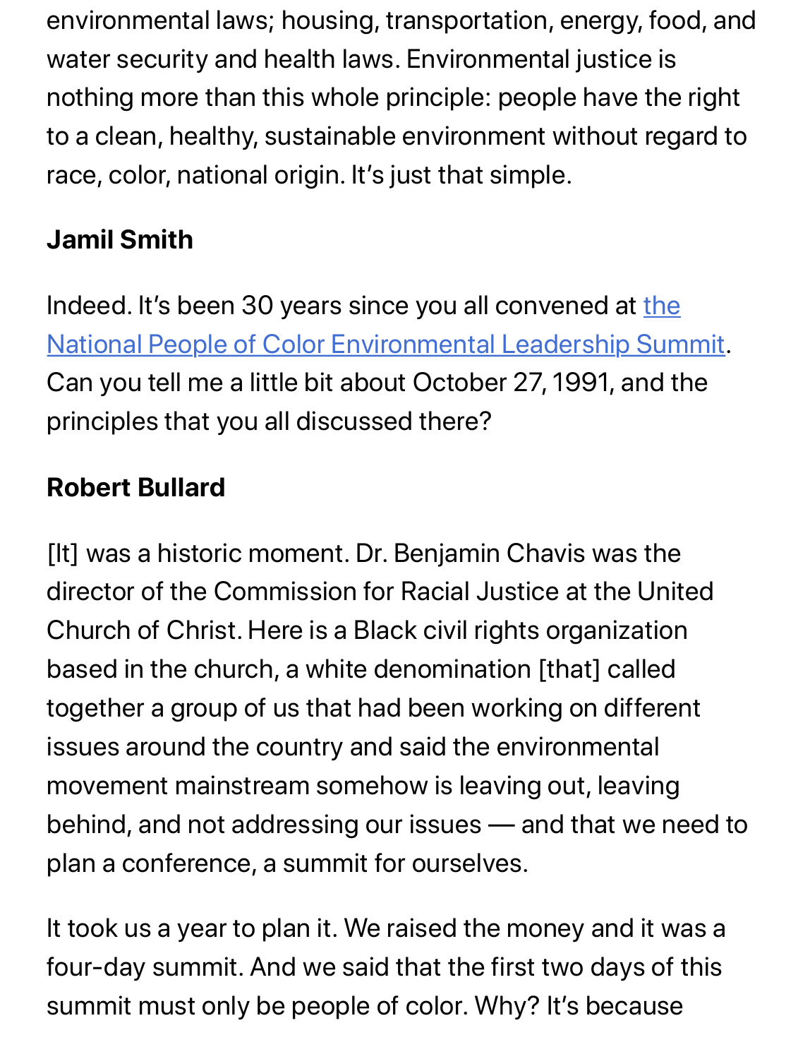environmental laws; housing, transportation, energy, food, and water security and health laws. Environmental justice is nothing more than this whole principle: people have the right to a clean, healthy, sustainable environment without regard to race, color, national origin. It's just that simple.

**Jamil Smith**

Indeed. It's been 30 years since you all convened at [the National People of Color Environmental Leadership Summit](). Can you tell me a little bit about October 27, 1991, and the principles that you all discussed there?

**Robert Bullard**

[It] was a historic moment. Dr. Benjamin Chavis was the director of the Commission for Racial Justice at the United Church of Christ. Here is a Black civil rights organization based in the church, a white denomination [that] called together a group of us that had been working on different issues around the country and said the environmental movement mainstream somehow is leaving out, leaving behind, and not addressing our issues — and that we need to plan a conference, a summit for ourselves.

It took us a year to plan it. We raised the money and it was a four-day summit. And we said that the first two days of this summit must only be people of color. Why? It's because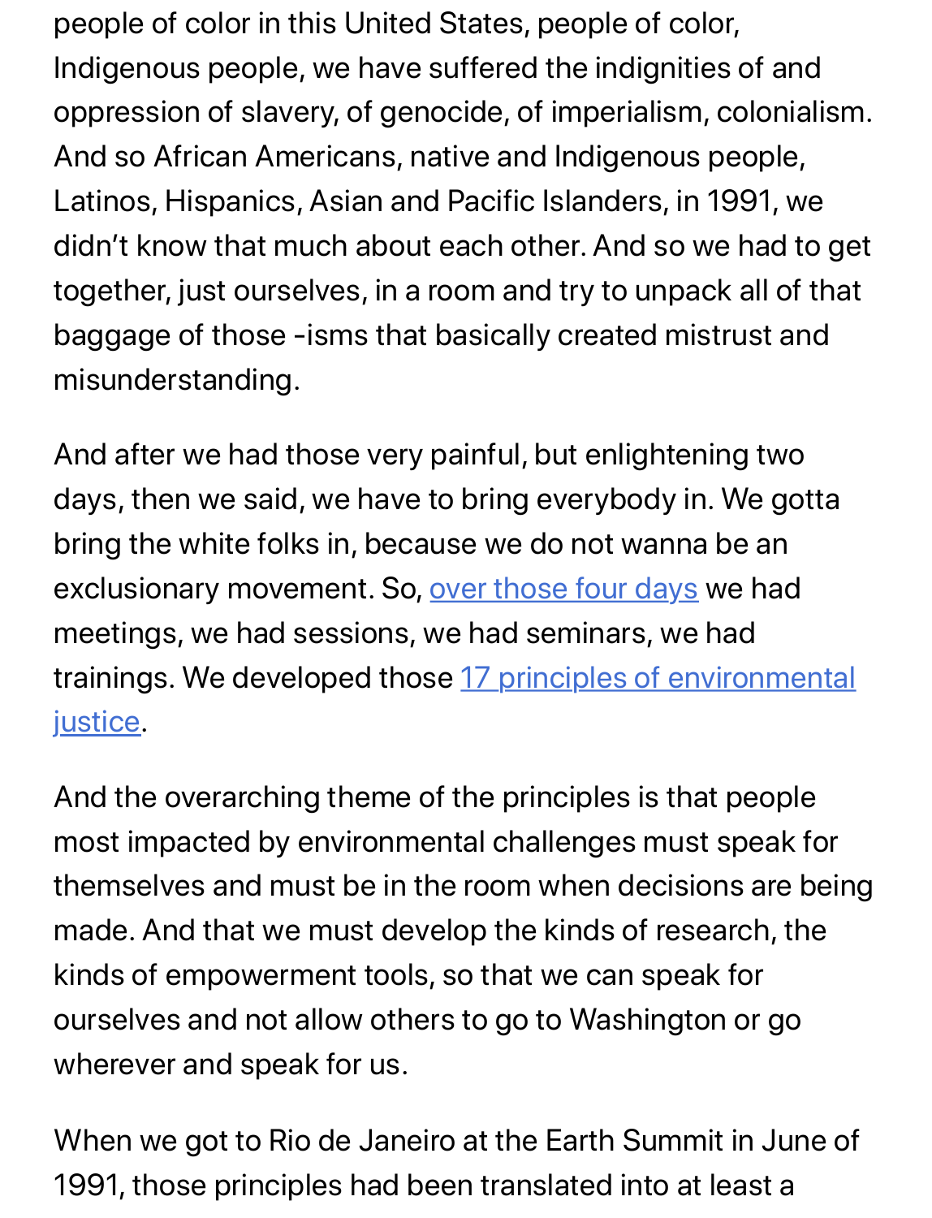people of color in this United States, people of color, Indigenous people, we have suffered the indignities of and oppression of slavery, of genocide, of imperialism, colonialism. And so African Americans, native and Indigenous people, Latinos, Hispanics, Asian and Pacific Islanders, in 1991, we didn't know that much about each other. And so we had to get together, just ourselves, in a room and try to unpack all of that baggage of those -isms that basically created mistrust and misunderstanding.

And after we had those very painful, but enlightening two days, then we said, we have to bring everybody in. We gotta bring the white folks in, because we do not wanna be an exclusionary movement. So, over those four days we had meetings, we had sessions, we had seminars, we had trainings. We developed those 17 principles of environmental justice.

And the overarching theme of the principles is that people most impacted by environmental challenges must speak for themselves and must be in the room when decisions are being made. And that we must develop the kinds of research, the kinds of empowerment tools, so that we can speak for ourselves and not allow others to go to Washington or go wherever and speak for us.

When we got to Rio de Janeiro at the Earth Summit in June of 1991, those principles had been translated into at least a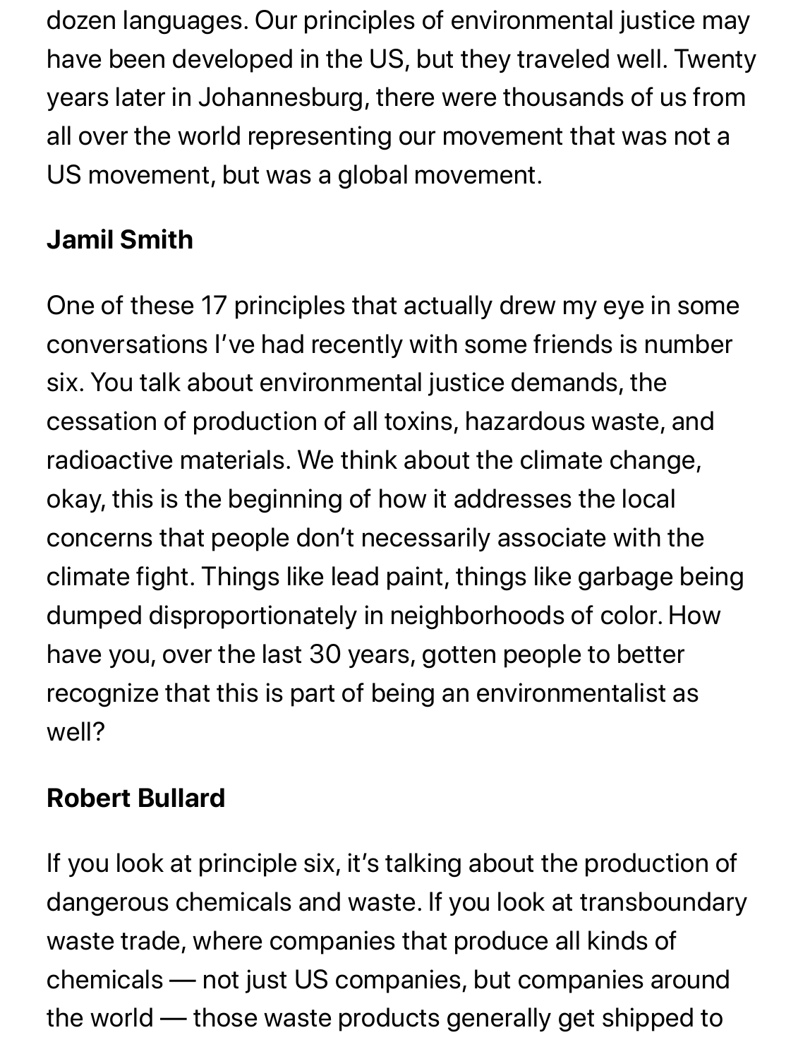dozen languages. Our principles of environmental justice may have been developed in the US, but they traveled well. Twenty years later in Johannesburg, there were thousands of us from all over the world representing our movement that was not a US movement, but was a global movement.

**Jamil Smith**

One of these 17 principles that actually drew my eye in some conversations I've had recently with some friends is number six. You talk about environmental justice demands, the cessation of production of all toxins, hazardous waste, and radioactive materials. We think about the climate change, okay, this is the beginning of how it addresses the local concerns that people don't necessarily associate with the climate fight. Things like lead paint, things like garbage being dumped disproportionately in neighborhoods of color. How have you, over the last 30 years, gotten people to better recognize that this is part of being an environmentalist as well?

**Robert Bullard**

If you look at principle six, it's talking about the production of dangerous chemicals and waste. If you look at transboundary waste trade, where companies that produce all kinds of chemicals — not just US companies, but companies around the world — those waste products generally get shipped to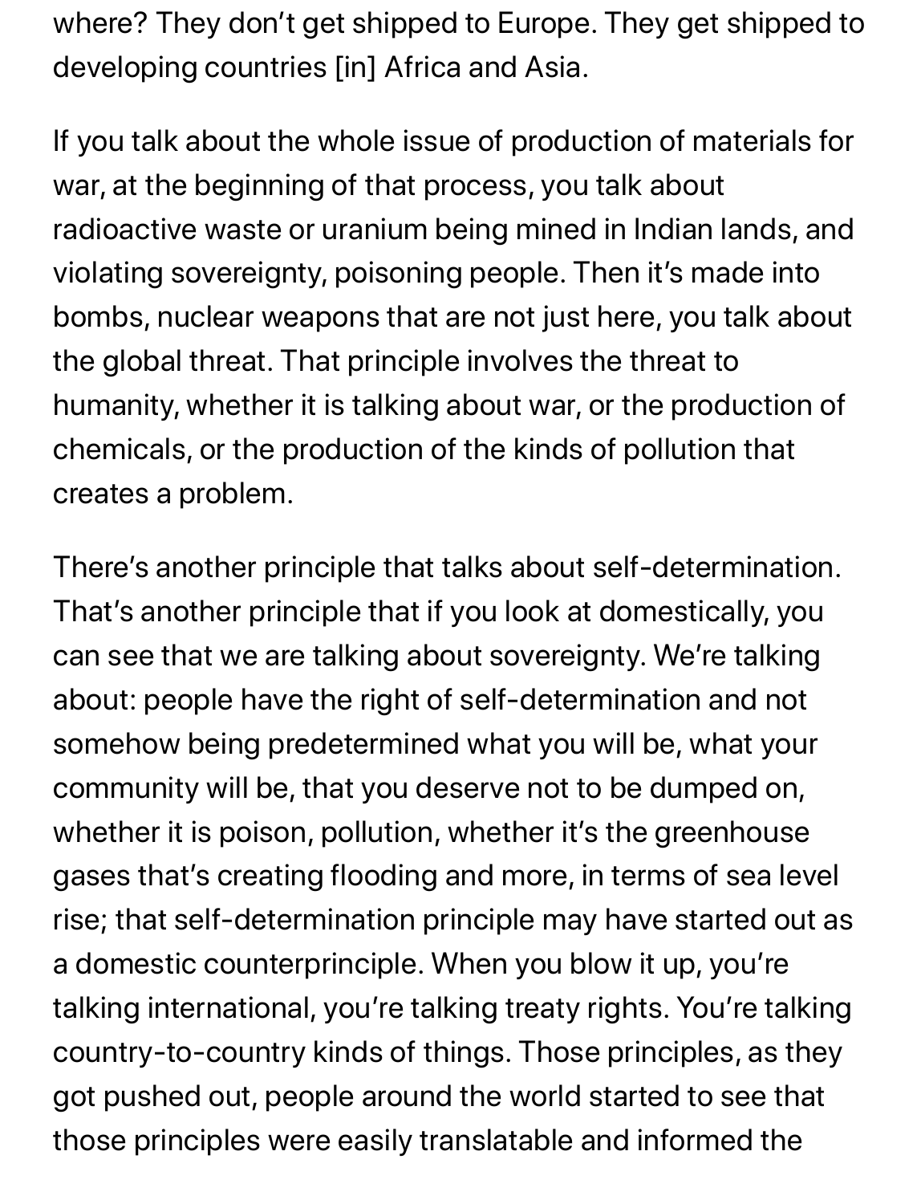where? They don't get shipped to Europe. They get shipped to developing countries [in] Africa and Asia.

If you talk about the whole issue of production of materials for war, at the beginning of that process, you talk about radioactive waste or uranium being mined in Indian lands, and violating sovereignty, poisoning people. Then it's made into bombs, nuclear weapons that are not just here, you talk about the global threat. That principle involves the threat to humanity, whether it is talking about war, or the production of chemicals, or the production of the kinds of pollution that creates a problem.

There's another principle that talks about self-determination. That's another principle that if you look at domestically, you can see that we are talking about sovereignty. We're talking about: people have the right of self-determination and not somehow being predetermined what you will be, what your community will be, that you deserve not to be dumped on, whether it is poison, pollution, whether it's the greenhouse gases that's creating flooding and more, in terms of sea level rise; that self-determination principle may have started out as a domestic counterprinciple. When you blow it up, you're talking international, you're talking treaty rights. You're talking country-to-country kinds of things. Those principles, as they got pushed out, people around the world started to see that those principles were easily translatable and informed the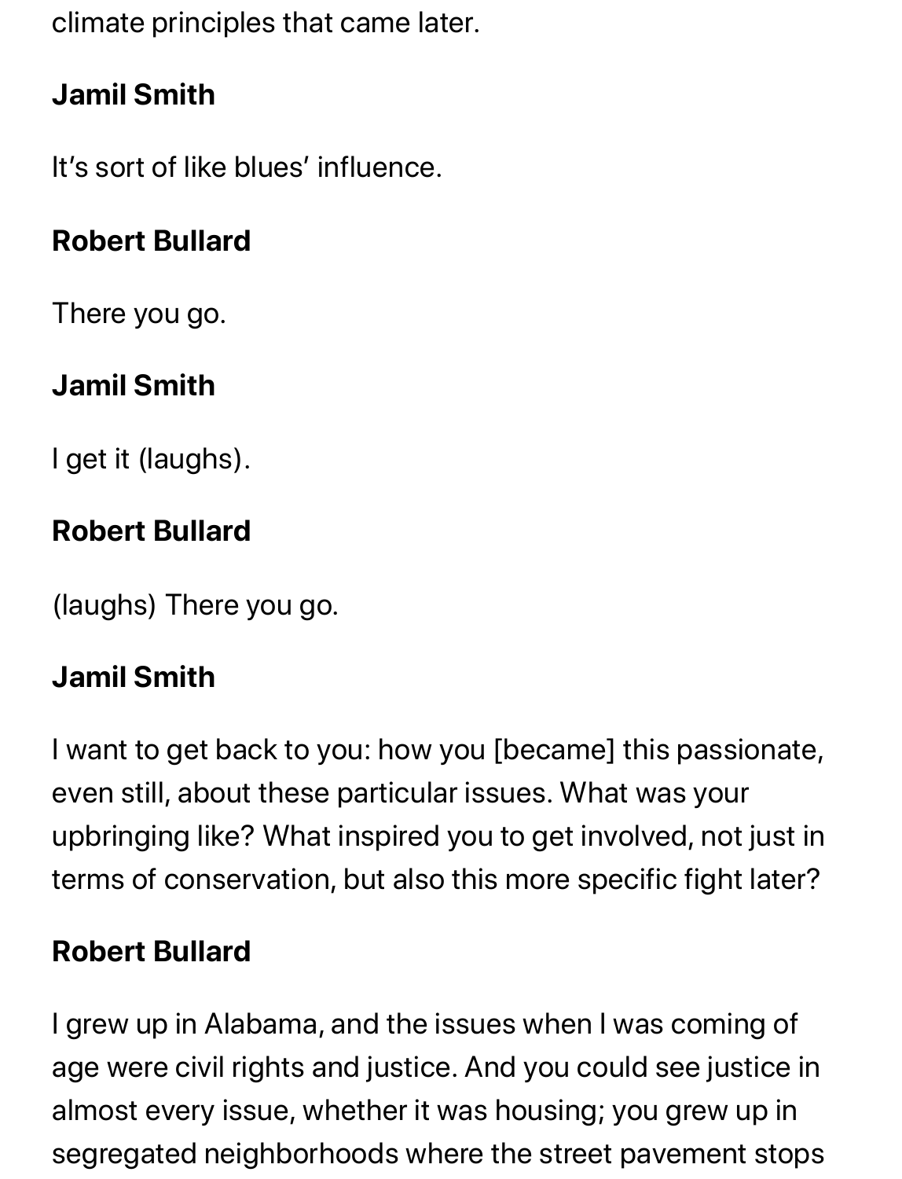climate principles that came later.

**Jamil Smith**

It's sort of like blues' influence.

**Robert Bullard**

There you go.

**Jamil Smith**

I get it (laughs).

**Robert Bullard**

(laughs) There you go.

**Jamil Smith**

I want to get back to you: how you [became] this passionate, even still, about these particular issues. What was your upbringing like? What inspired you to get involved, not just in terms of conservation, but also this more specific fight later?

**Robert Bullard**

I grew up in Alabama, and the issues when I was coming of age were civil rights and justice. And you could see justice in almost every issue, whether it was housing; you grew up in segregated neighborhoods where the street pavement stops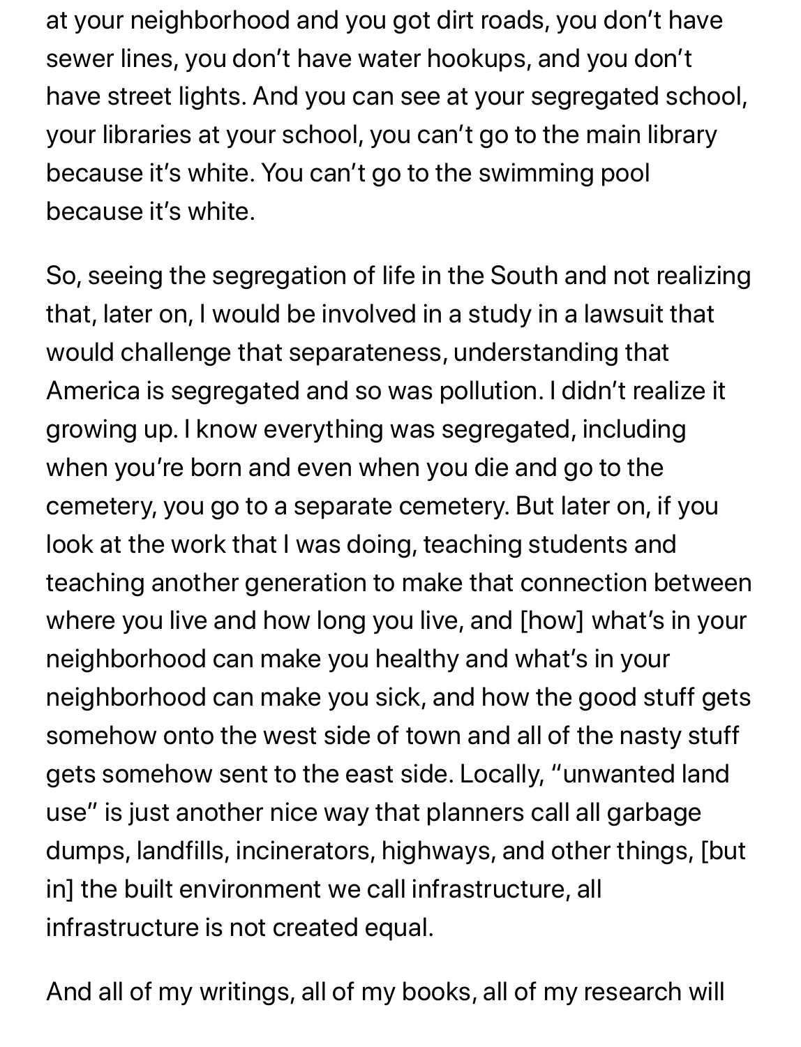at your neighborhood and you got dirt roads, you don't have sewer lines, you don't have water hookups, and you don't have street lights. And you can see at your segregated school, your libraries at your school, you can't go to the main library because it's white. You can't go to the swimming pool because it's white.

So, seeing the segregation of life in the South and not realizing that, later on, I would be involved in a study in a lawsuit that would challenge that separateness, understanding that America is segregated and so was pollution. I didn't realize it growing up. I know everything was segregated, including when you're born and even when you die and go to the cemetery, you go to a separate cemetery. But later on, if you look at the work that I was doing, teaching students and teaching another generation to make that connection between where you live and how long you live, and [how] what's in your neighborhood can make you healthy and what's in your neighborhood can make you sick, and how the good stuff gets somehow onto the west side of town and all of the nasty stuff gets somehow sent to the east side. Locally, "unwanted land use" is just another nice way that planners call all garbage dumps, landfills, incinerators, highways, and other things, [but in] the built environment we call infrastructure, all infrastructure is not created equal.

And all of my writings, all of my books, all of my research will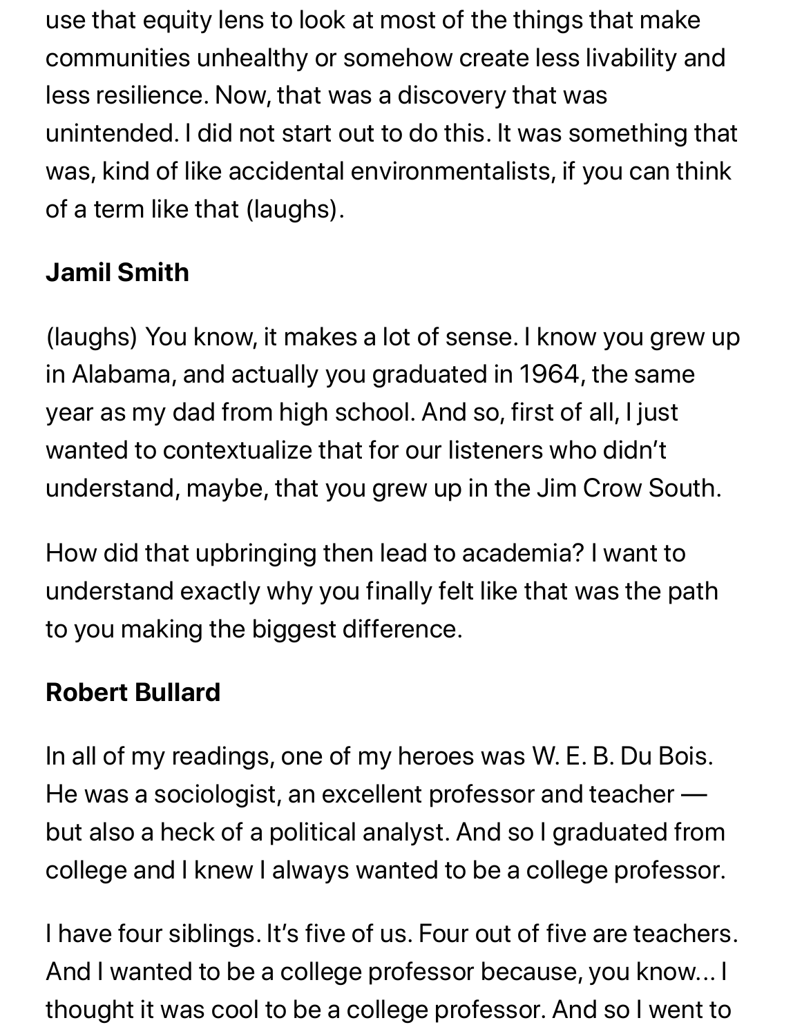use that equity lens to look at most of the things that make communities unhealthy or somehow create less livability and less resilience. Now, that was a discovery that was unintended. I did not start out to do this. It was something that was, kind of like accidental environmentalists, if you can think of a term like that (laughs).

**Jamil Smith**

(laughs) You know, it makes a lot of sense. I know you grew up in Alabama, and actually you graduated in 1964, the same year as my dad from high school. And so, first of all, I just wanted to contextualize that for our listeners who didn't understand, maybe, that you grew up in the Jim Crow South.

How did that upbringing then lead to academia? I want to understand exactly why you finally felt like that was the path to you making the biggest difference.

**Robert Bullard**

In all of my readings, one of my heroes was W. E. B. Du Bois. He was a sociologist, an excellent professor and teacher — but also a heck of a political analyst. And so I graduated from college and I knew I always wanted to be a college professor.

I have four siblings. It's five of us. Four out of five are teachers. And I wanted to be a college professor because, you know... I thought it was cool to be a college professor. And so I went to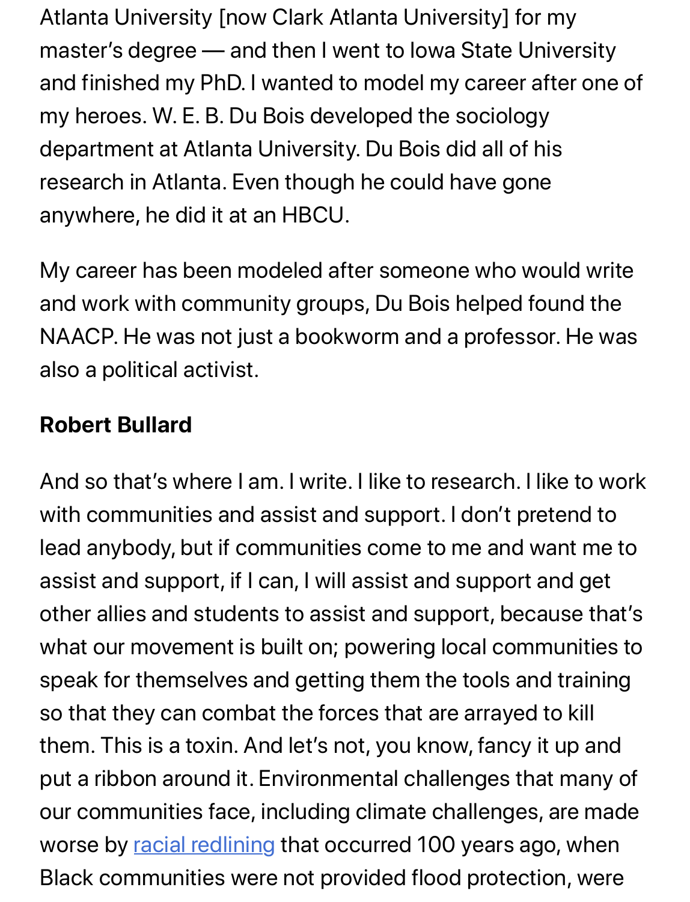Atlanta University [now Clark Atlanta University] for my master's degree — and then I went to Iowa State University and finished my PhD. I wanted to model my career after one of my heroes. W. E. B. Du Bois developed the sociology department at Atlanta University. Du Bois did all of his research in Atlanta. Even though he could have gone anywhere, he did it at an HBCU.

My career has been modeled after someone who would write and work with community groups, Du Bois helped found the NAACP. He was not just a bookworm and a professor. He was also a political activist.

**Robert Bullard**

And so that's where I am. I write. I like to research. I like to work with communities and assist and support. I don't pretend to lead anybody, but if communities come to me and want me to assist and support, if I can, I will assist and support and get other allies and students to assist and support, because that's what our movement is built on; powering local communities to speak for themselves and getting them the tools and training so that they can combat the forces that are arrayed to kill them. This is a toxin. And let's not, you know, fancy it up and put a ribbon around it. Environmental challenges that many of our communities face, including climate challenges, are made worse by racial redlining that occurred 100 years ago, when Black communities were not provided flood protection, were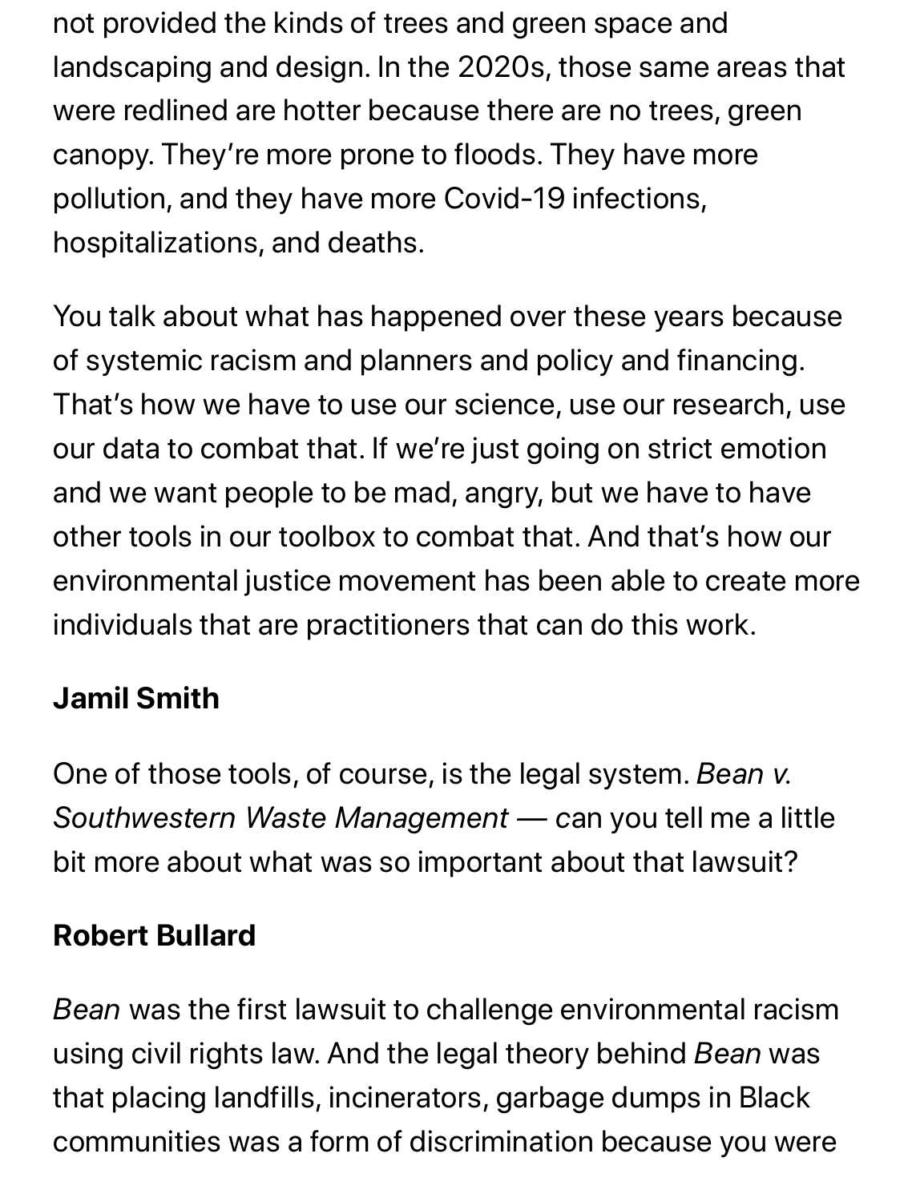not provided the kinds of trees and green space and landscaping and design. In the 2020s, those same areas that were redlined are hotter because there are no trees, green canopy. They're more prone to floods. They have more pollution, and they have more Covid-19 infections, hospitalizations, and deaths.

You talk about what has happened over these years because of systemic racism and planners and policy and financing. That's how we have to use our science, use our research, use our data to combat that. If we're just going on strict emotion and we want people to be mad, angry, but we have to have other tools in our toolbox to combat that. And that's how our environmental justice movement has been able to create more individuals that are practitioners that can do this work.

**Jamil Smith**

One of those tools, of course, is the legal system. *Bean v. Southwestern Waste Management* — can you tell me a little bit more about what was so important about that lawsuit?

**Robert Bullard**

*Bean* was the first lawsuit to challenge environmental racism using civil rights law. And the legal theory behind *Bean* was that placing landfills, incinerators, garbage dumps in Black communities was a form of discrimination because you were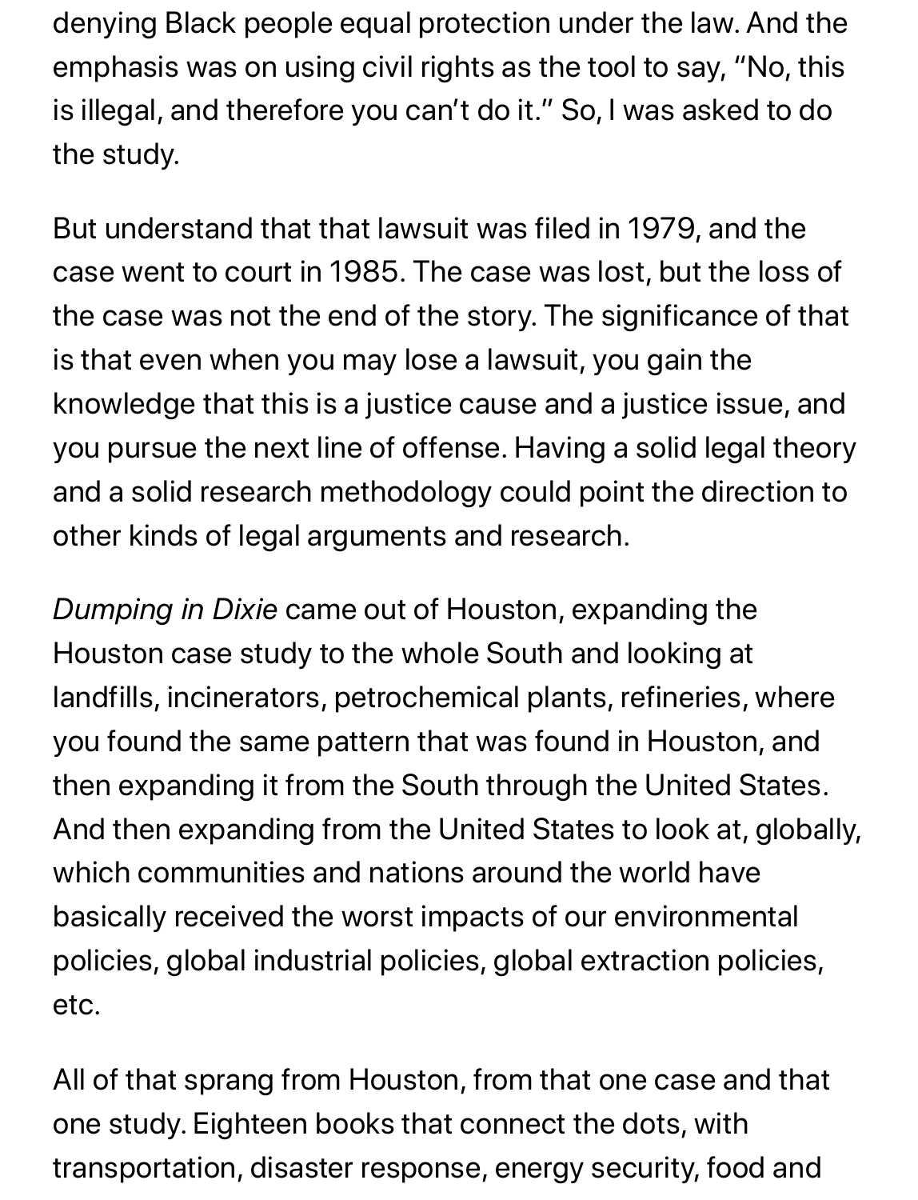denying Black people equal protection under the law. And the emphasis was on using civil rights as the tool to say, "No, this is illegal, and therefore you can't do it." So, I was asked to do the study.

But understand that that lawsuit was filed in 1979, and the case went to court in 1985. The case was lost, but the loss of the case was not the end of the story. The significance of that is that even when you may lose a lawsuit, you gain the knowledge that this is a justice cause and a justice issue, and you pursue the next line of offense. Having a solid legal theory and a solid research methodology could point the direction to other kinds of legal arguments and research.

*Dumping in Dixie* came out of Houston, expanding the Houston case study to the whole South and looking at landfills, incinerators, petrochemical plants, refineries, where you found the same pattern that was found in Houston, and then expanding it from the South through the United States. And then expanding from the United States to look at, globally, which communities and nations around the world have basically received the worst impacts of our environmental policies, global industrial policies, global extraction policies, etc.

All of that sprang from Houston, from that one case and that one study. Eighteen books that connect the dots, with transportation, disaster response, energy security, food and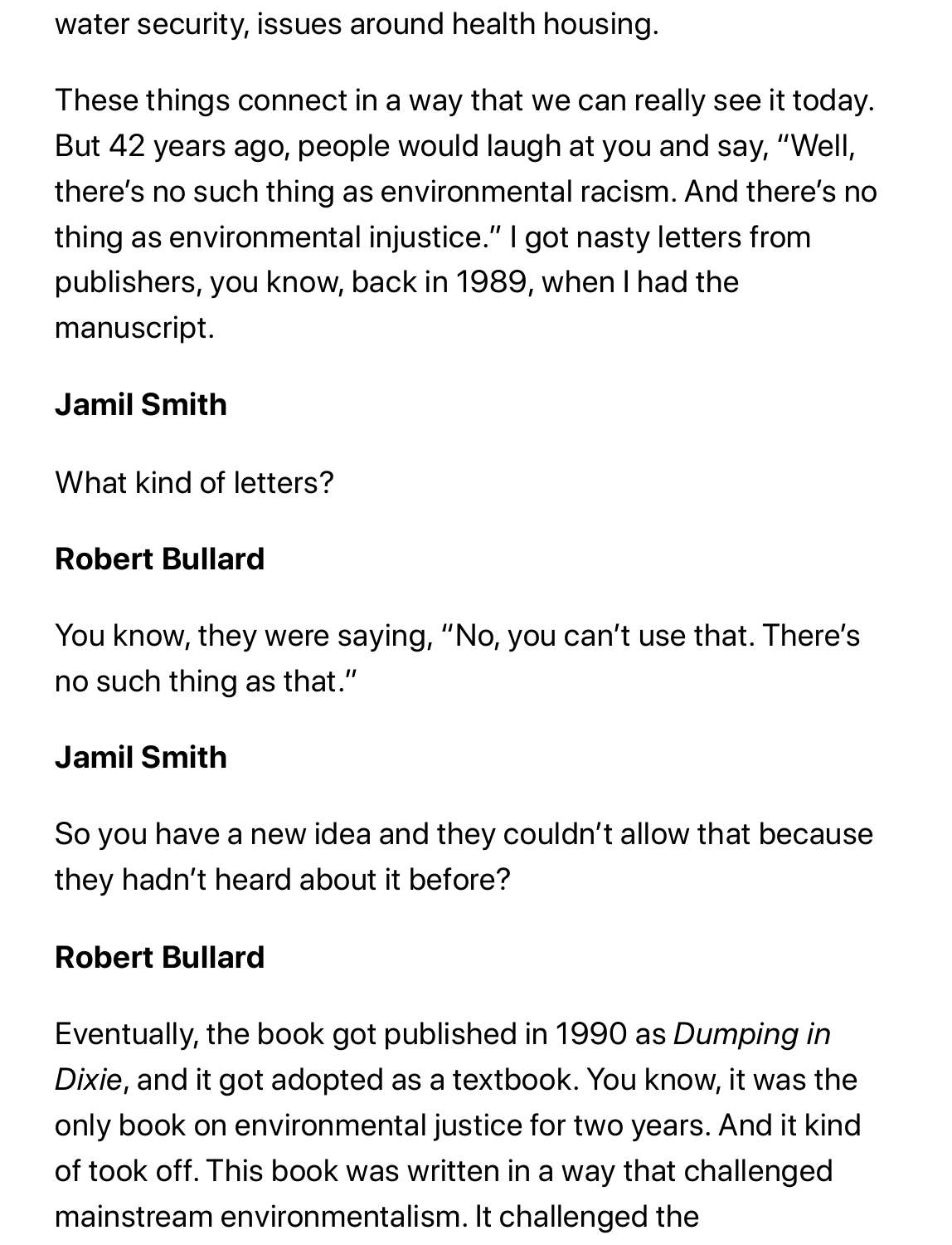water security, issues around health housing.

These things connect in a way that we can really see it today. But 42 years ago, people would laugh at you and say, "Well, there's no such thing as environmental racism. And there's no thing as environmental injustice." I got nasty letters from publishers, you know, back in 1989, when I had the manuscript.

**Jamil Smith**

What kind of letters?

**Robert Bullard**

You know, they were saying, "No, you can't use that. There's no such thing as that."

**Jamil Smith**

So you have a new idea and they couldn't allow that because they hadn't heard about it before?

**Robert Bullard**

Eventually, the book got published in 1990 as *Dumping in Dixie*, and it got adopted as a textbook. You know, it was the only book on environmental justice for two years. And it kind of took off. This book was written in a way that challenged mainstream environmentalism. It challenged the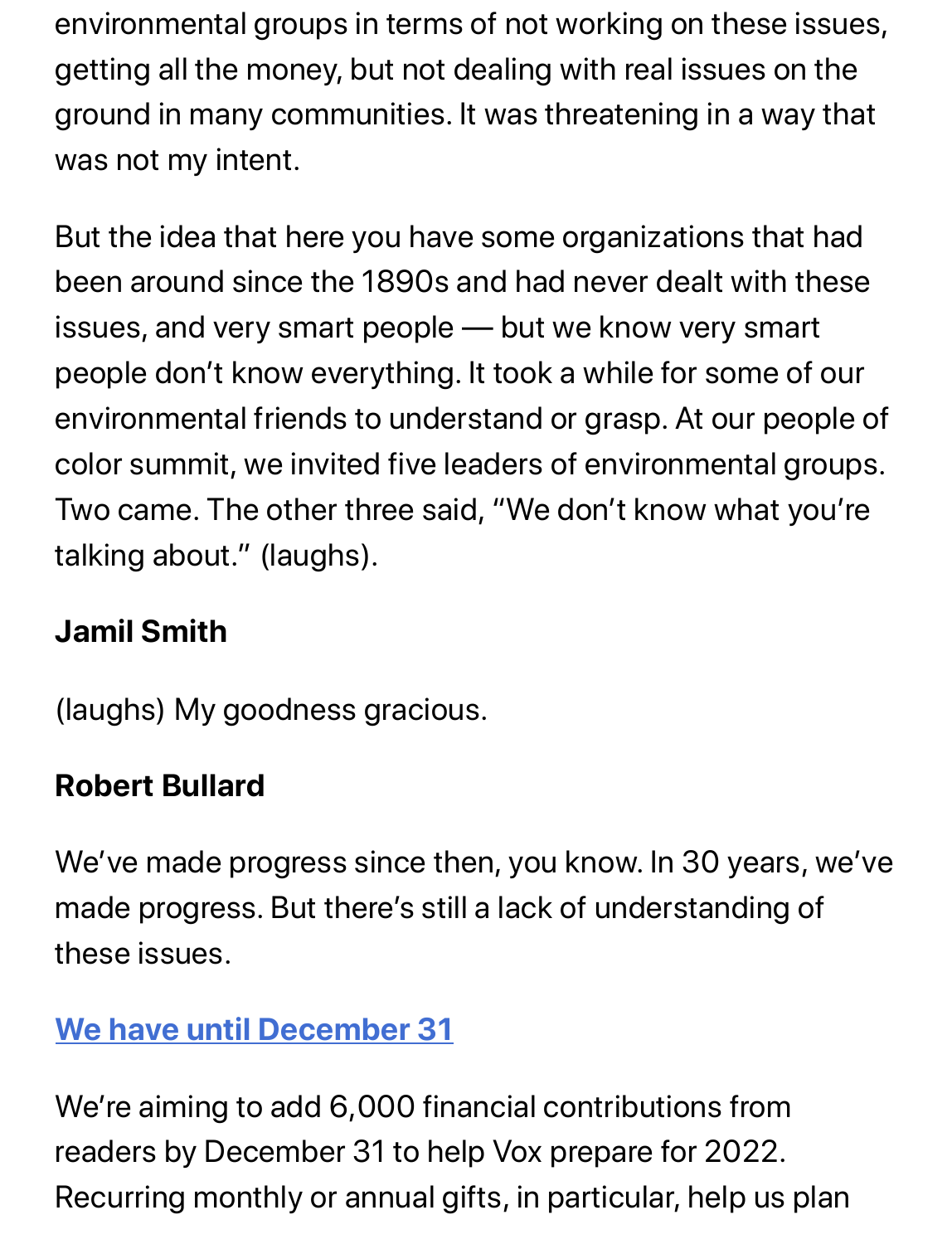environmental groups in terms of not working on these issues, getting all the money, but not dealing with real issues on the ground in many communities. It was threatening in a way that was not my intent.

But the idea that here you have some organizations that had been around since the 1890s and had never dealt with these issues, and very smart people — but we know very smart people don't know everything. It took a while for some of our environmental friends to understand or grasp. At our people of color summit, we invited five leaders of environmental groups. Two came. The other three said, "We don't know what you're talking about." (laughs).

**Jamil Smith**

(laughs) My goodness gracious.

**Robert Bullard**

We've made progress since then, you know. In 30 years, we've made progress. But there's still a lack of understanding of these issues.

**We have until December 31**

We're aiming to add 6,000 financial contributions from readers by December 31 to help Vox prepare for 2022. Recurring monthly or annual gifts, in particular, help us plan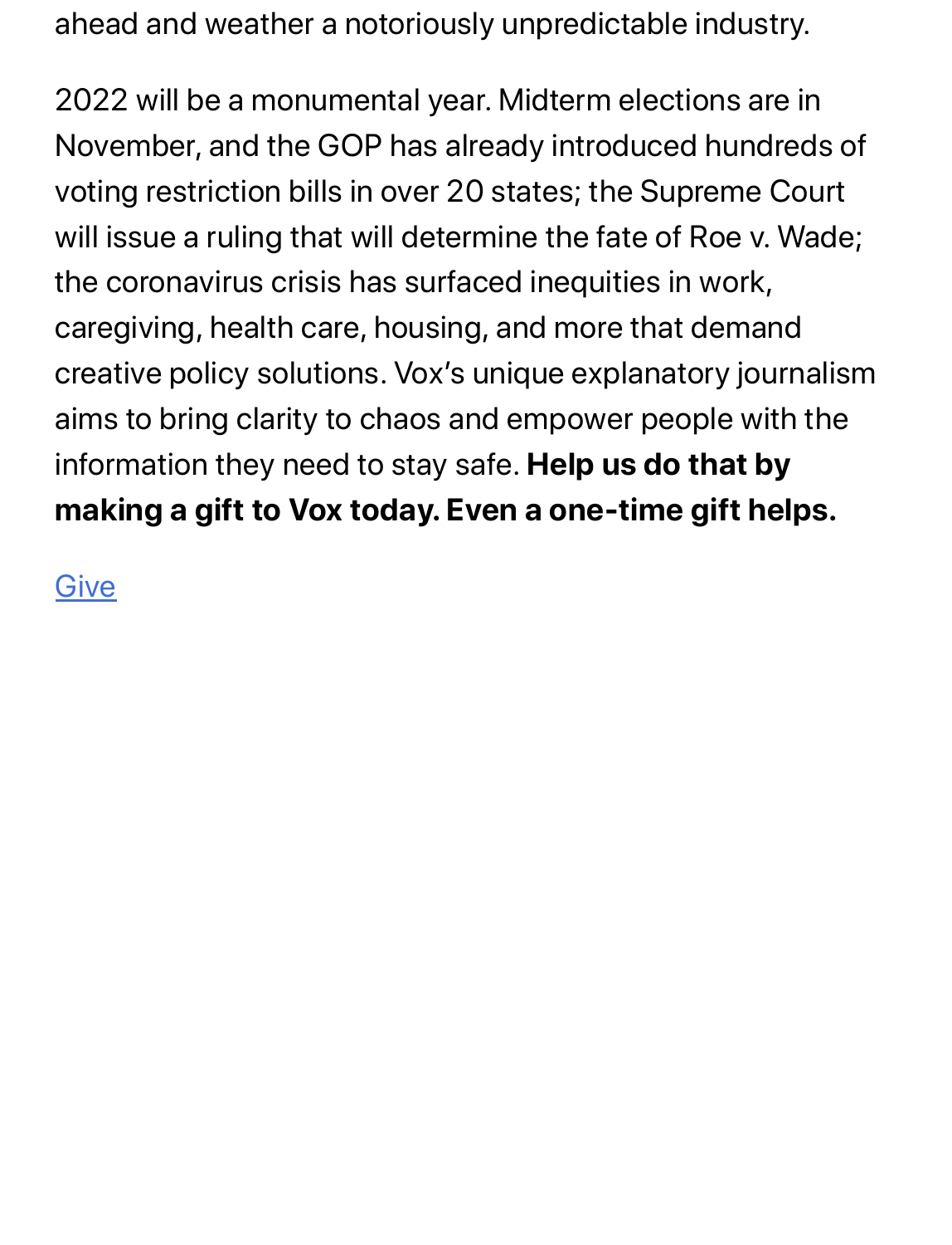ahead and weather a notoriously unpredictable industry.

2022 will be a monumental year. Midterm elections are in November, and the GOP has already introduced hundreds of voting restriction bills in over 20 states; the Supreme Court will issue a ruling that will determine the fate of Roe v. Wade; the coronavirus crisis has surfaced inequities in work, caregiving, health care, housing, and more that demand creative policy solutions. Vox's unique explanatory journalism aims to bring clarity to chaos and empower people with the information they need to stay safe. **Help us do that by making a gift to Vox today. Even a one-time gift helps.**

Give